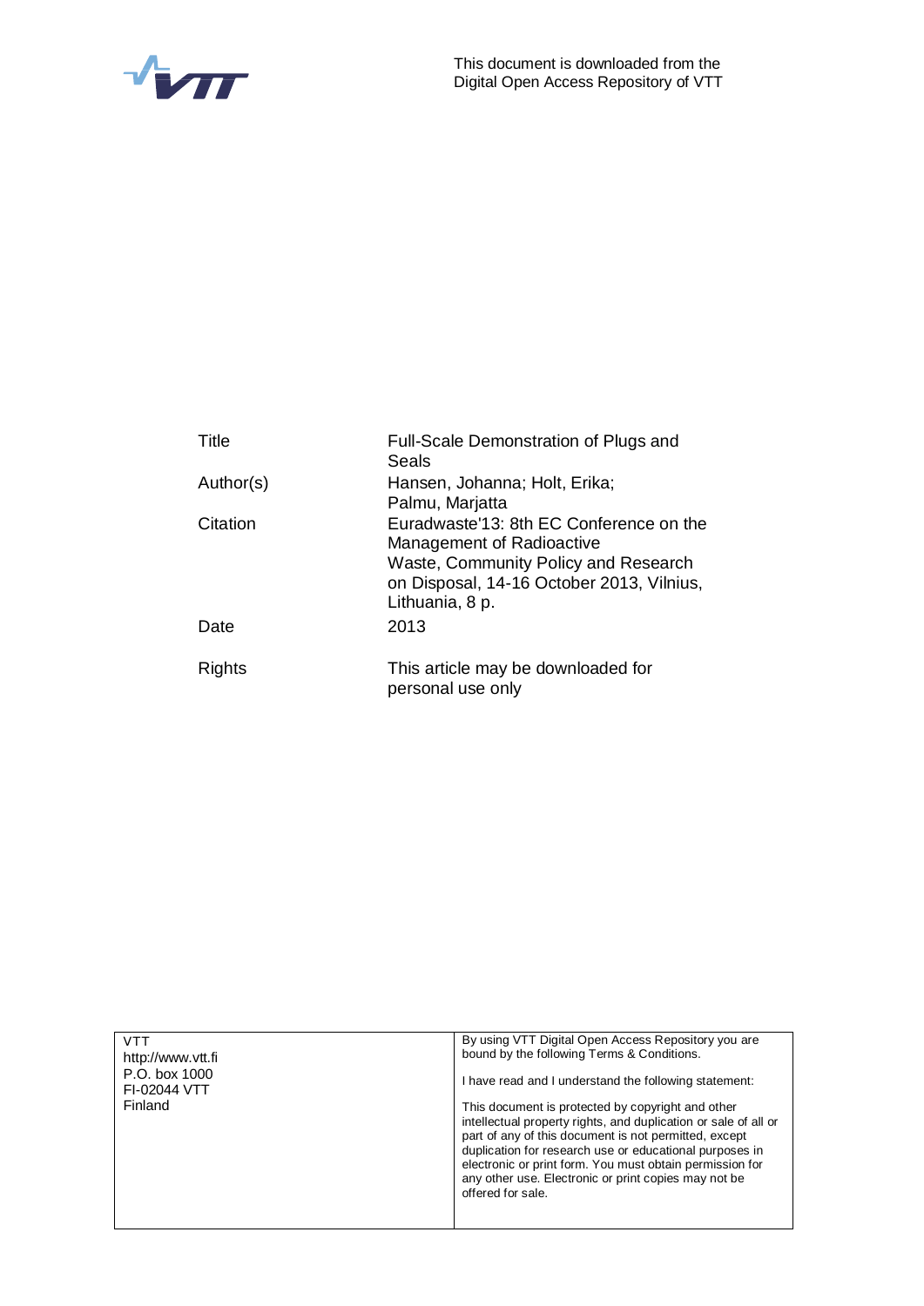This document is downloaded from the Digital Open Access Repository of VTT

| | |
|---|---|
| Title | Full-Scale Demonstration of Plugs and Seals |
| Author(s) | Hansen, Johanna; Holt, Erika; Palmu, Marjatta |
| Citation | Euradwaste'13: 8th EC Conference on the Management of Radioactive Waste, Community Policy and Research on Disposal, 14-16 October 2013, Vilnius, Lithuania, 8 p. |
| Date | 2013 |
| Rights | This article may be downloaded for personal use only |

| | |
|---|---|
| VTT<br>http://www.vtt.fi<br>P.O. box 1000<br>FI-02044 VTT<br>Finland | By using VTT Digital Open Access Repository you are bound by the following Terms & Conditions.<br><br>I have read and I understand the following statement:<br><br>This document is protected by copyright and other intellectual property rights, and duplication or sale of all or part of any of this document is not permitted, except duplication for research use or educational purposes in electronic or print form. You must obtain permission for any other use. Electronic or print copies may not be offered for sale. |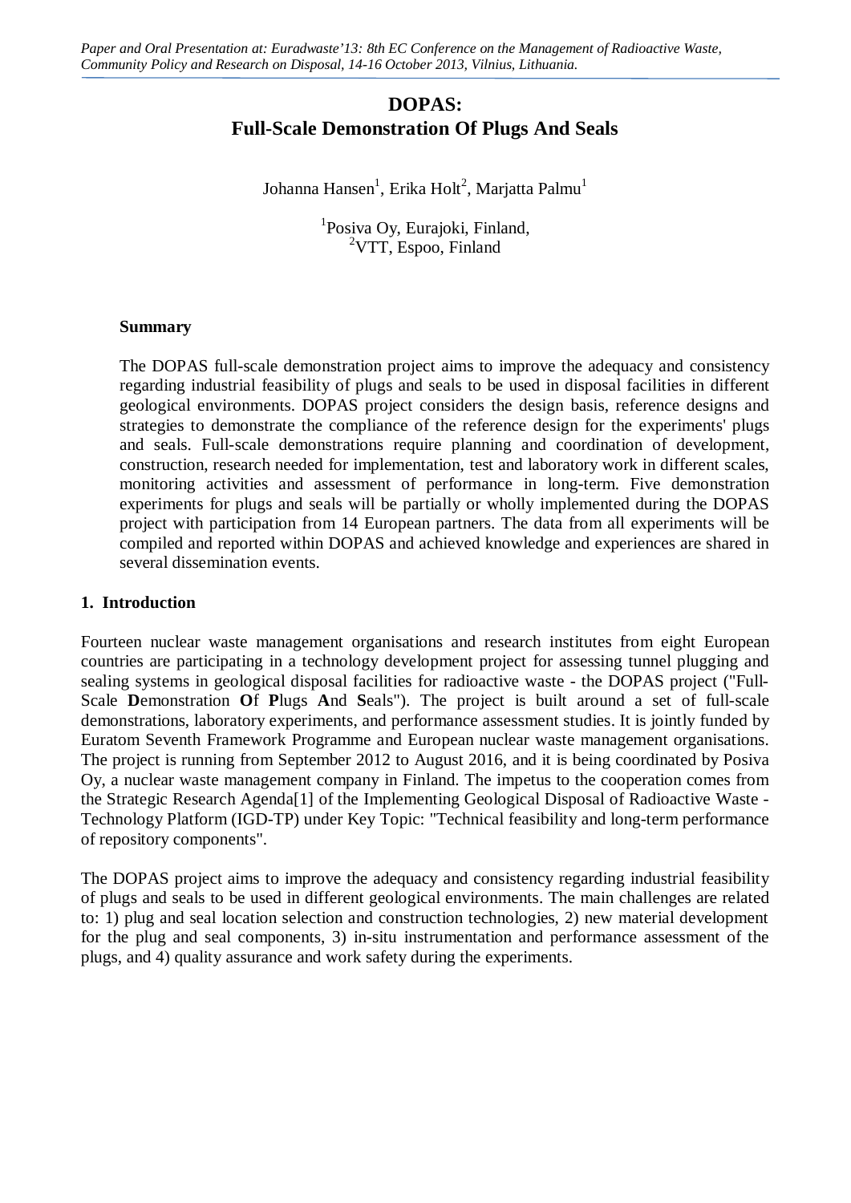# DOPAS: Full-Scale Demonstration Of Plugs And Seals

Johanna Hansen[1], Erika Holt[2], Marjatta Palmu[1]

[1]Posiva Oy, Eurajoki, Finland,
[2]VTT, Espoo, Finland

**Summary**

The DOPAS full-scale demonstration project aims to improve the adequacy and consistency regarding industrial feasibility of plugs and seals to be used in disposal facilities in different geological environments. DOPAS project considers the design basis, reference designs and strategies to demonstrate the compliance of the reference design for the experiments' plugs and seals. Full-scale demonstrations require planning and coordination of development, construction, research needed for implementation, test and laboratory work in different scales, monitoring activities and assessment of performance in long-term. Five demonstration experiments for plugs and seals will be partially or wholly implemented during the DOPAS project with participation from 14 European partners. The data from all experiments will be compiled and reported within DOPAS and achieved knowledge and experiences are shared in several dissemination events.

## 1. Introduction

Fourteen nuclear waste management organisations and research institutes from eight European countries are participating in a technology development project for assessing tunnel plugging and sealing systems in geological disposal facilities for radioactive waste - the DOPAS project ("Full-Scale **D**emonstration **O**f **P**lugs **A**nd **S**eals"). The project is built around a set of full-scale demonstrations, laboratory experiments, and performance assessment studies. It is jointly funded by Euratom Seventh Framework Programme and European nuclear waste management organisations. The project is running from September 2012 to August 2016, and it is being coordinated by Posiva Oy, a nuclear waste management company in Finland. The impetus to the cooperation comes from the Strategic Research Agenda[1] of the Implementing Geological Disposal of Radioactive Waste - Technology Platform (IGD-TP) under Key Topic: "Technical feasibility and long-term performance of repository components".

The DOPAS project aims to improve the adequacy and consistency regarding industrial feasibility of plugs and seals to be used in different geological environments. The main challenges are related to: 1) plug and seal location selection and construction technologies, 2) new material development for the plug and seal components, 3) in-situ instrumentation and performance assessment of the plugs, and 4) quality assurance and work safety during the experiments.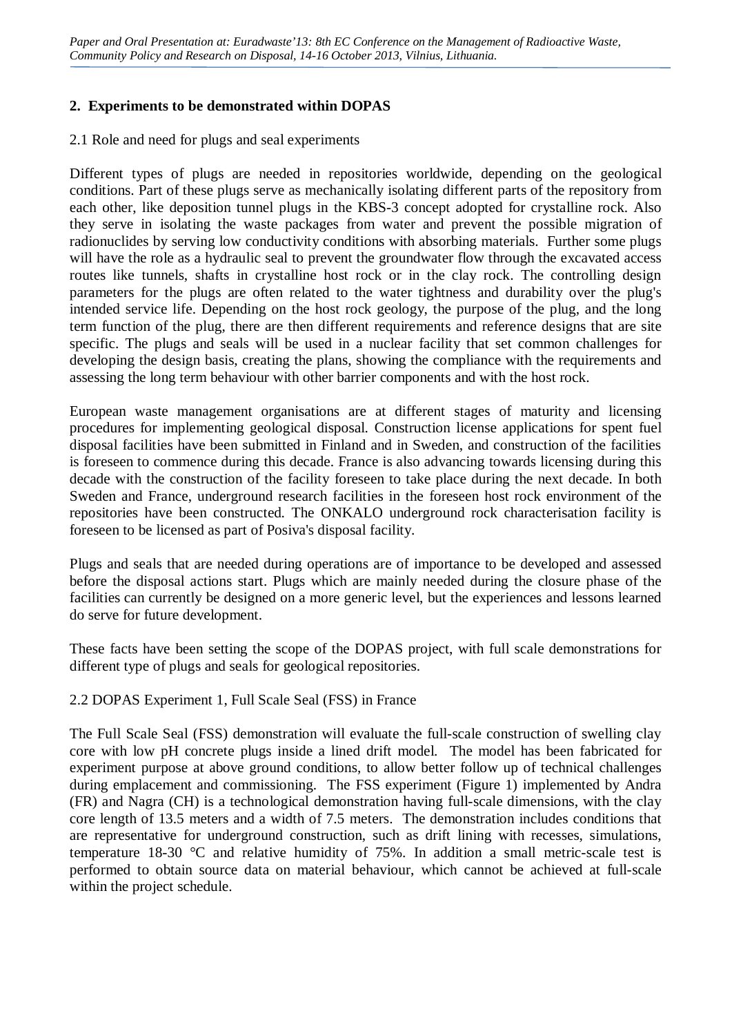## 2. Experiments to be demonstrated within DOPAS

2.1 Role and need for plugs and seal experiments

Different types of plugs are needed in repositories worldwide, depending on the geological conditions. Part of these plugs serve as mechanically isolating different parts of the repository from each other, like deposition tunnel plugs in the KBS-3 concept adopted for crystalline rock. Also they serve in isolating the waste packages from water and prevent the possible migration of radionuclides by serving low conductivity conditions with absorbing materials. Further some plugs will have the role as a hydraulic seal to prevent the groundwater flow through the excavated access routes like tunnels, shafts in crystalline host rock or in the clay rock. The controlling design parameters for the plugs are often related to the water tightness and durability over the plug's intended service life. Depending on the host rock geology, the purpose of the plug, and the long term function of the plug, there are then different requirements and reference designs that are site specific. The plugs and seals will be used in a nuclear facility that set common challenges for developing the design basis, creating the plans, showing the compliance with the requirements and assessing the long term behaviour with other barrier components and with the host rock.

European waste management organisations are at different stages of maturity and licensing procedures for implementing geological disposal. Construction license applications for spent fuel disposal facilities have been submitted in Finland and in Sweden, and construction of the facilities is foreseen to commence during this decade. France is also advancing towards licensing during this decade with the construction of the facility foreseen to take place during the next decade. In both Sweden and France, underground research facilities in the foreseen host rock environment of the repositories have been constructed. The ONKALO underground rock characterisation facility is foreseen to be licensed as part of Posiva's disposal facility.

Plugs and seals that are needed during operations are of importance to be developed and assessed before the disposal actions start. Plugs which are mainly needed during the closure phase of the facilities can currently be designed on a more generic level, but the experiences and lessons learned do serve for future development.

These facts have been setting the scope of the DOPAS project, with full scale demonstrations for different type of plugs and seals for geological repositories.

2.2 DOPAS Experiment 1, Full Scale Seal (FSS) in France

The Full Scale Seal (FSS) demonstration will evaluate the full-scale construction of swelling clay core with low pH concrete plugs inside a lined drift model. The model has been fabricated for experiment purpose at above ground conditions, to allow better follow up of technical challenges during emplacement and commissioning. The FSS experiment (Figure 1) implemented by Andra (FR) and Nagra (CH) is a technological demonstration having full-scale dimensions, with the clay core length of 13.5 meters and a width of 7.5 meters. The demonstration includes conditions that are representative for underground construction, such as drift lining with recesses, simulations, temperature 18-30 °C and relative humidity of 75%. In addition a small metric-scale test is performed to obtain source data on material behaviour, which cannot be achieved at full-scale within the project schedule.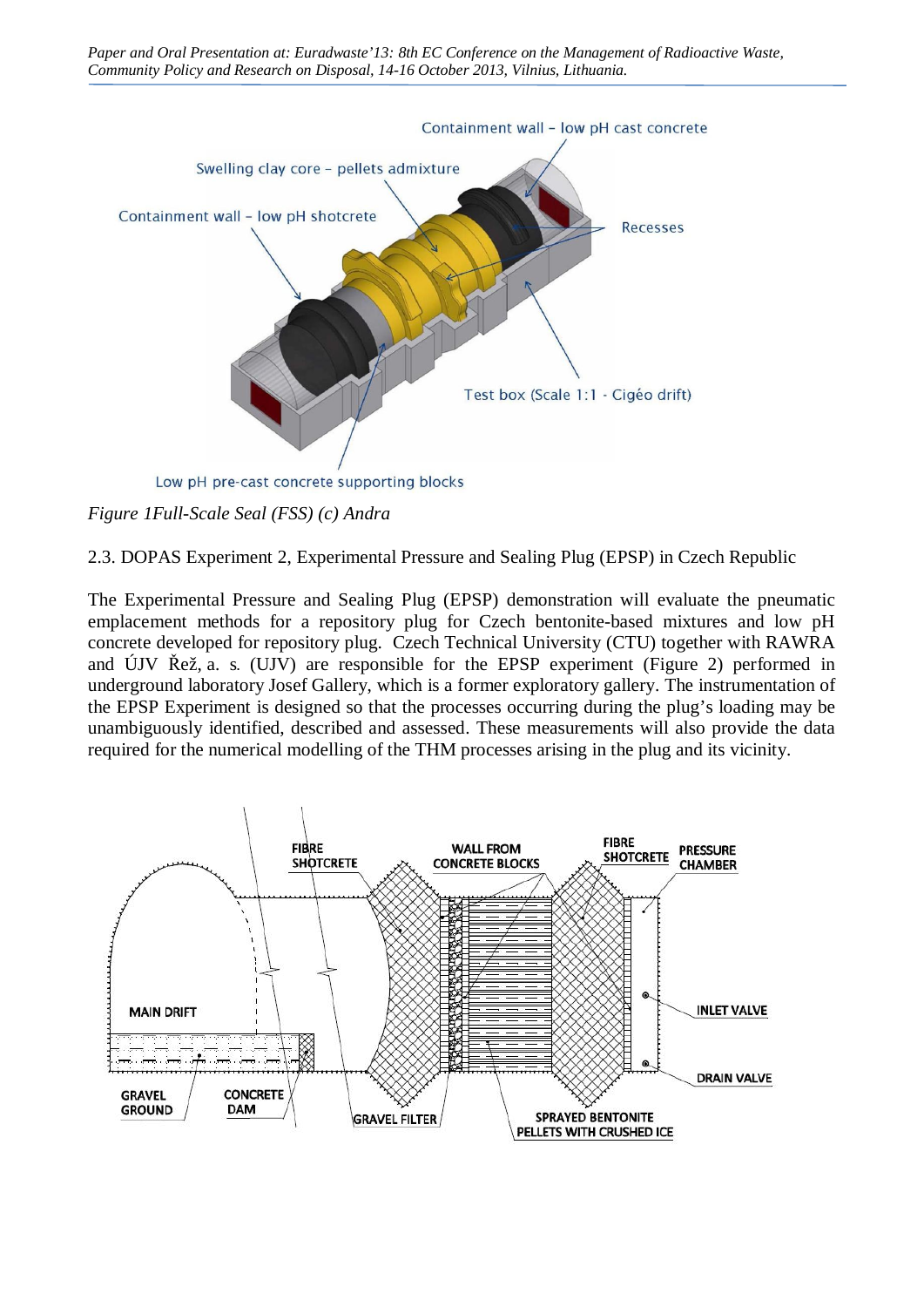Containment wall – low pH cast concrete

Swelling clay core – pellets admixture

Containment wall – low pH shotcrete

Recesses

Test box (Scale 1:1 - Cigéo drift)

Low pH pre-cast concrete supporting blocks

*Figure 1Full-Scale Seal (FSS) (c) Andra*

2.3. DOPAS Experiment 2, Experimental Pressure and Sealing Plug (EPSP) in Czech Republic

The Experimental Pressure and Sealing Plug (EPSP) demonstration will evaluate the pneumatic emplacement methods for a repository plug for Czech bentonite-based mixtures and low pH concrete developed for repository plug. Czech Technical University (CTU) together with RAWRA and ÚJV Řež, a. s. (UJV) are responsible for the EPSP experiment (Figure 2) performed in underground laboratory Josef Gallery, which is a former exploratory gallery. The instrumentation of the EPSP Experiment is designed so that the processes occurring during the plug's loading may be unambiguously identified, described and assessed. These measurements will also provide the data required for the numerical modelling of the THM processes arising in the plug and its vicinity.

FIBRE SHOTCRETE

WALL FROM CONCRETE BLOCKS

FIBRE SHOTCRETE

PRESSURE CHAMBER

MAIN DRIFT

INLET VALVE

DRAIN VALVE

GRAVEL GROUND

CONCRETE DAM

GRAVEL FILTER

SPRAYED BENTONITE PELLETS WITH CRUSHED ICE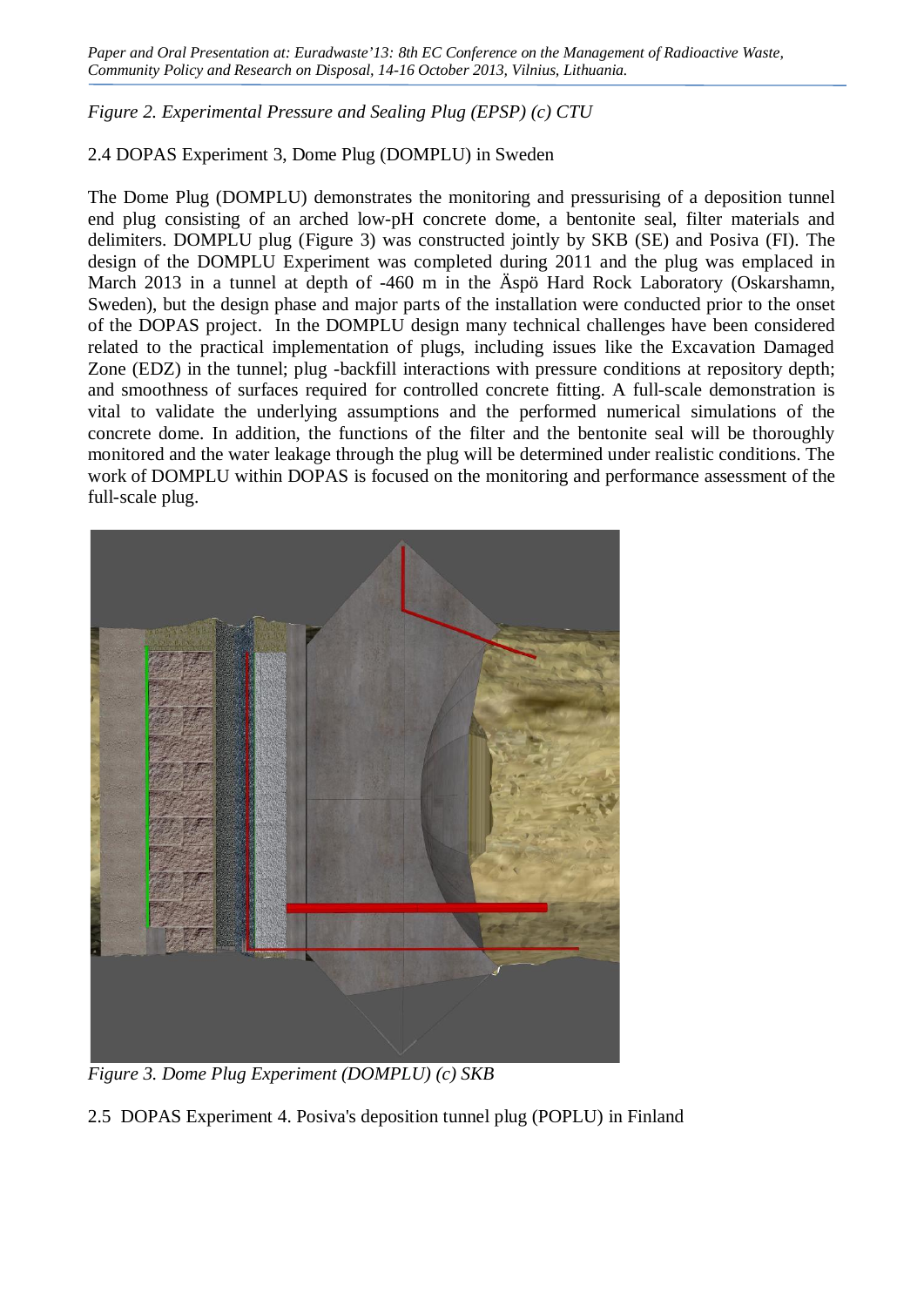*Figure 2. Experimental Pressure and Sealing Plug (EPSP) (c) CTU*

2.4 DOPAS Experiment 3, Dome Plug (DOMPLU) in Sweden

The Dome Plug (DOMPLU) demonstrates the monitoring and pressurising of a deposition tunnel end plug consisting of an arched low-pH concrete dome, a bentonite seal, filter materials and delimiters. DOMPLU plug (Figure 3) was constructed jointly by SKB (SE) and Posiva (FI). The design of the DOMPLU Experiment was completed during 2011 and the plug was emplaced in March 2013 in a tunnel at depth of -460 m in the Äspö Hard Rock Laboratory (Oskarshamn, Sweden), but the design phase and major parts of the installation were conducted prior to the onset of the DOPAS project. In the DOMPLU design many technical challenges have been considered related to the practical implementation of plugs, including issues like the Excavation Damaged Zone (EDZ) in the tunnel; plug -backfill interactions with pressure conditions at repository depth; and smoothness of surfaces required for controlled concrete fitting. A full-scale demonstration is vital to validate the underlying assumptions and the performed numerical simulations of the concrete dome. In addition, the functions of the filter and the bentonite seal will be thoroughly monitored and the water leakage through the plug will be determined under realistic conditions. The work of DOMPLU within DOPAS is focused on the monitoring and performance assessment of the full-scale plug.

*Figure 3. Dome Plug Experiment (DOMPLU) (c) SKB*

2.5 DOPAS Experiment 4. Posiva's deposition tunnel plug (POPLU) in Finland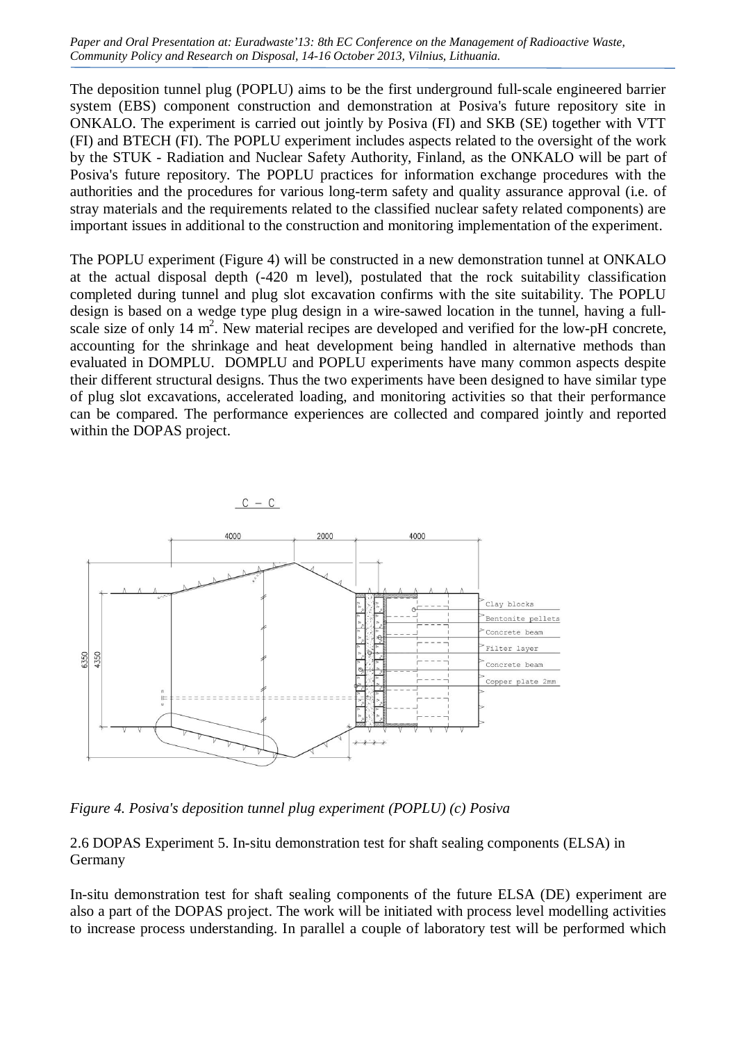The deposition tunnel plug (POPLU) aims to be the first underground full-scale engineered barrier system (EBS) component construction and demonstration at Posiva's future repository site in ONKALO. The experiment is carried out jointly by Posiva (FI) and SKB (SE) together with VTT (FI) and BTECH (FI). The POPLU experiment includes aspects related to the oversight of the work by the STUK - Radiation and Nuclear Safety Authority, Finland, as the ONKALO will be part of Posiva's future repository. The POPLU practices for information exchange procedures with the authorities and the procedures for various long-term safety and quality assurance approval (i.e. of stray materials and the requirements related to the classified nuclear safety related components) are important issues in additional to the construction and monitoring implementation of the experiment.

The POPLU experiment (Figure 4) will be constructed in a new demonstration tunnel at ONKALO at the actual disposal depth (-420 m level), postulated that the rock suitability classification completed during tunnel and plug slot excavation confirms with the site suitability. The POPLU design is based on a wedge type plug design in a wire-sawed location in the tunnel, having a full-scale size of only 14 m$^2$. New material recipes are developed and verified for the low-pH concrete, accounting for the shrinkage and heat development being handled in alternative methods than evaluated in DOMPLU. DOMPLU and POPLU experiments have many common aspects despite their different structural designs. Thus the two experiments have been designed to have similar type of plug slot excavations, accelerated loading, and monitoring activities so that their performance can be compared. The performance experiences are collected and compared jointly and reported within the DOPAS project.

C – C

4000
2000
4000
6350
4350
Clay blocks
Bentonite pellets
Concrete beam
Filter layer
Concrete beam
Copper plate 2mm

*Figure 4. Posiva's deposition tunnel plug experiment (POPLU) (c) Posiva*

2.6 DOPAS Experiment 5. In-situ demonstration test for shaft sealing components (ELSA) in Germany

In-situ demonstration test for shaft sealing components of the future ELSA (DE) experiment are also a part of the DOPAS project. The work will be initiated with process level modelling activities to increase process understanding. In parallel a couple of laboratory test will be performed which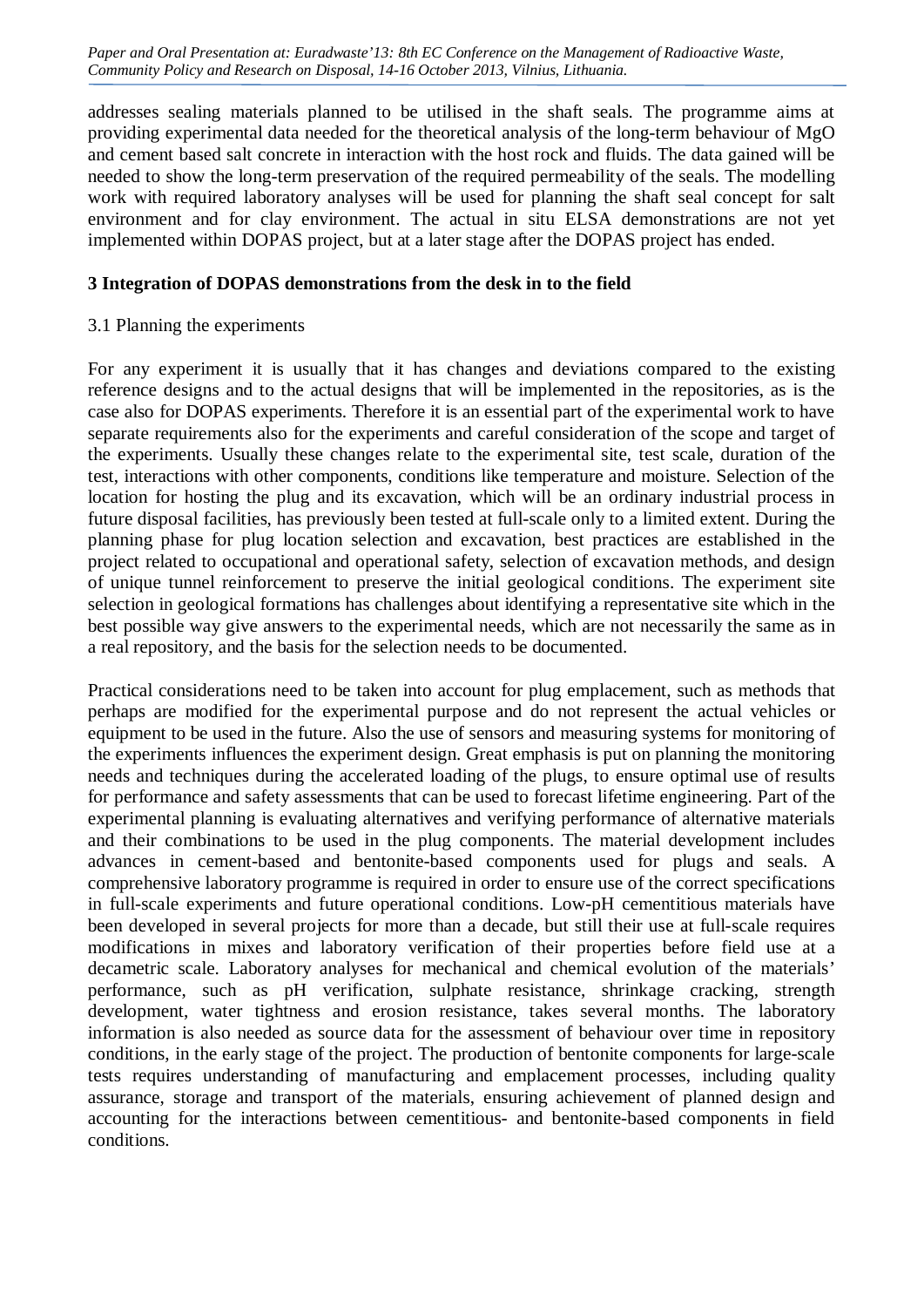addresses sealing materials planned to be utilised in the shaft seals. The programme aims at providing experimental data needed for the theoretical analysis of the long-term behaviour of MgO and cement based salt concrete in interaction with the host rock and fluids. The data gained will be needed to show the long-term preservation of the required permeability of the seals. The modelling work with required laboratory analyses will be used for planning the shaft seal concept for salt environment and for clay environment. The actual in situ ELSA demonstrations are not yet implemented within DOPAS project, but at a later stage after the DOPAS project has ended.

## 3 Integration of DOPAS demonstrations from the desk in to the field

### 3.1 Planning the experiments

For any experiment it is usually that it has changes and deviations compared to the existing reference designs and to the actual designs that will be implemented in the repositories, as is the case also for DOPAS experiments. Therefore it is an essential part of the experimental work to have separate requirements also for the experiments and careful consideration of the scope and target of the experiments. Usually these changes relate to the experimental site, test scale, duration of the test, interactions with other components, conditions like temperature and moisture. Selection of the location for hosting the plug and its excavation, which will be an ordinary industrial process in future disposal facilities, has previously been tested at full-scale only to a limited extent. During the planning phase for plug location selection and excavation, best practices are established in the project related to occupational and operational safety, selection of excavation methods, and design of unique tunnel reinforcement to preserve the initial geological conditions. The experiment site selection in geological formations has challenges about identifying a representative site which in the best possible way give answers to the experimental needs, which are not necessarily the same as in a real repository, and the basis for the selection needs to be documented.

Practical considerations need to be taken into account for plug emplacement, such as methods that perhaps are modified for the experimental purpose and do not represent the actual vehicles or equipment to be used in the future. Also the use of sensors and measuring systems for monitoring of the experiments influences the experiment design. Great emphasis is put on planning the monitoring needs and techniques during the accelerated loading of the plugs, to ensure optimal use of results for performance and safety assessments that can be used to forecast lifetime engineering. Part of the experimental planning is evaluating alternatives and verifying performance of alternative materials and their combinations to be used in the plug components. The material development includes advances in cement-based and bentonite-based components used for plugs and seals. A comprehensive laboratory programme is required in order to ensure use of the correct specifications in full-scale experiments and future operational conditions. Low-pH cementitious materials have been developed in several projects for more than a decade, but still their use at full-scale requires modifications in mixes and laboratory verification of their properties before field use at a decametric scale. Laboratory analyses for mechanical and chemical evolution of the materials' performance, such as pH verification, sulphate resistance, shrinkage cracking, strength development, water tightness and erosion resistance, takes several months. The laboratory information is also needed as source data for the assessment of behaviour over time in repository conditions, in the early stage of the project. The production of bentonite components for large-scale tests requires understanding of manufacturing and emplacement processes, including quality assurance, storage and transport of the materials, ensuring achievement of planned design and accounting for the interactions between cementitious- and bentonite-based components in field conditions.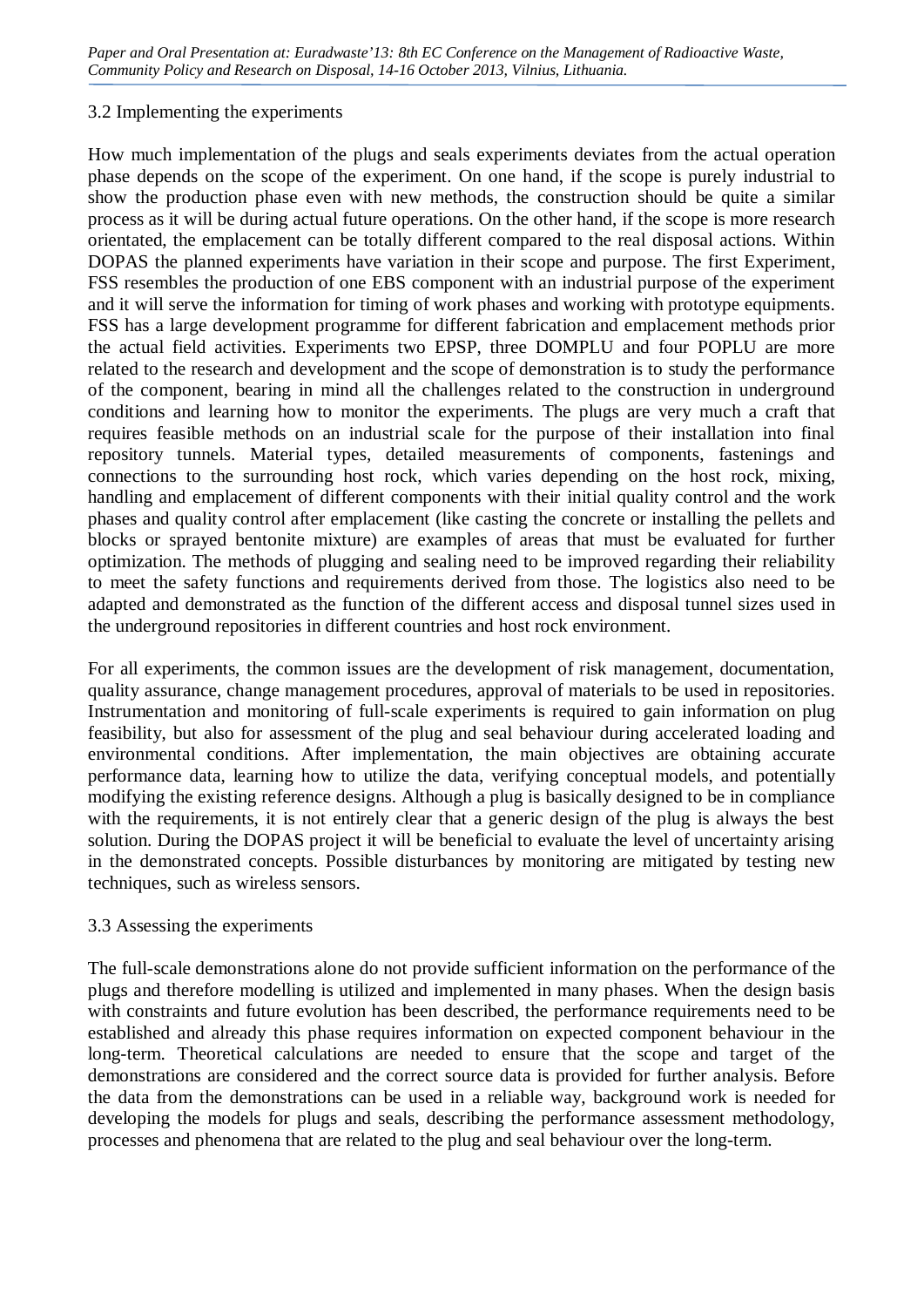### 3.2 Implementing the experiments

How much implementation of the plugs and seals experiments deviates from the actual operation phase depends on the scope of the experiment. On one hand, if the scope is purely industrial to show the production phase even with new methods, the construction should be quite a similar process as it will be during actual future operations. On the other hand, if the scope is more research orientated, the emplacement can be totally different compared to the real disposal actions. Within DOPAS the planned experiments have variation in their scope and purpose. The first Experiment, FSS resembles the production of one EBS component with an industrial purpose of the experiment and it will serve the information for timing of work phases and working with prototype equipments. FSS has a large development programme for different fabrication and emplacement methods prior the actual field activities. Experiments two EPSP, three DOMPLU and four POPLU are more related to the research and development and the scope of demonstration is to study the performance of the component, bearing in mind all the challenges related to the construction in underground conditions and learning how to monitor the experiments. The plugs are very much a craft that requires feasible methods on an industrial scale for the purpose of their installation into final repository tunnels. Material types, detailed measurements of components, fastenings and connections to the surrounding host rock, which varies depending on the host rock, mixing, handling and emplacement of different components with their initial quality control and the work phases and quality control after emplacement (like casting the concrete or installing the pellets and blocks or sprayed bentonite mixture) are examples of areas that must be evaluated for further optimization. The methods of plugging and sealing need to be improved regarding their reliability to meet the safety functions and requirements derived from those. The logistics also need to be adapted and demonstrated as the function of the different access and disposal tunnel sizes used in the underground repositories in different countries and host rock environment.

For all experiments, the common issues are the development of risk management, documentation, quality assurance, change management procedures, approval of materials to be used in repositories. Instrumentation and monitoring of full-scale experiments is required to gain information on plug feasibility, but also for assessment of the plug and seal behaviour during accelerated loading and environmental conditions. After implementation, the main objectives are obtaining accurate performance data, learning how to utilize the data, verifying conceptual models, and potentially modifying the existing reference designs. Although a plug is basically designed to be in compliance with the requirements, it is not entirely clear that a generic design of the plug is always the best solution. During the DOPAS project it will be beneficial to evaluate the level of uncertainty arising in the demonstrated concepts. Possible disturbances by monitoring are mitigated by testing new techniques, such as wireless sensors.

### 3.3 Assessing the experiments

The full-scale demonstrations alone do not provide sufficient information on the performance of the plugs and therefore modelling is utilized and implemented in many phases. When the design basis with constraints and future evolution has been described, the performance requirements need to be established and already this phase requires information on expected component behaviour in the long-term. Theoretical calculations are needed to ensure that the scope and target of the demonstrations are considered and the correct source data is provided for further analysis. Before the data from the demonstrations can be used in a reliable way, background work is needed for developing the models for plugs and seals, describing the performance assessment methodology, processes and phenomena that are related to the plug and seal behaviour over the long-term.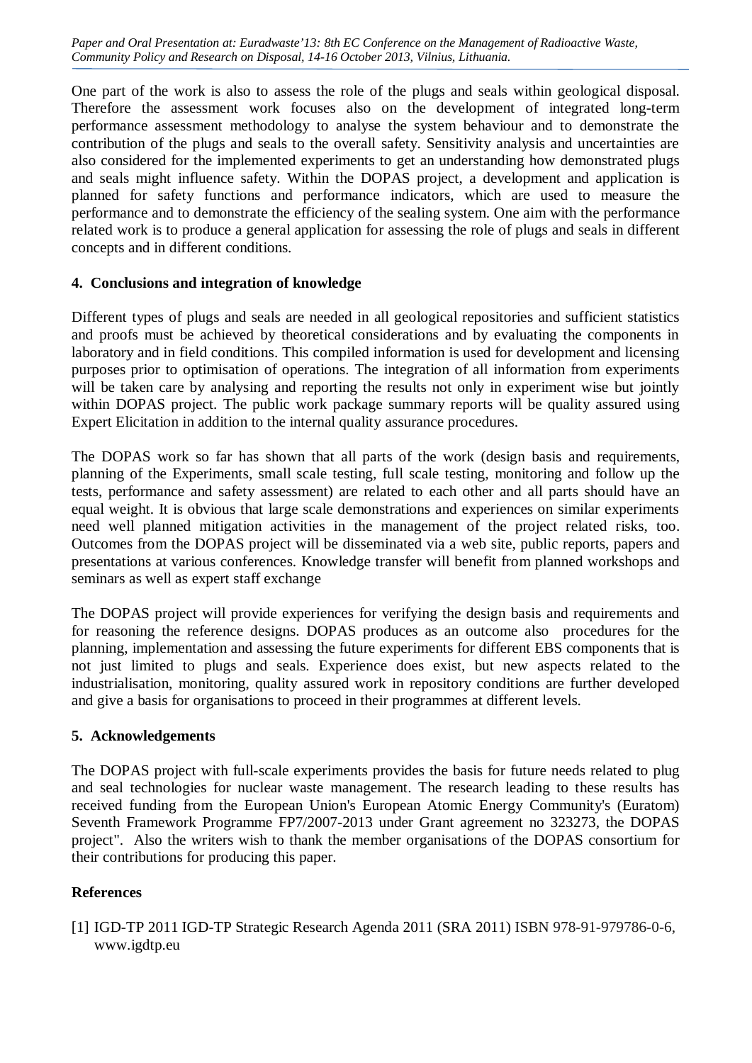One part of the work is also to assess the role of the plugs and seals within geological disposal. Therefore the assessment work focuses also on the development of integrated long-term performance assessment methodology to analyse the system behaviour and to demonstrate the contribution of the plugs and seals to the overall safety. Sensitivity analysis and uncertainties are also considered for the implemented experiments to get an understanding how demonstrated plugs and seals might influence safety. Within the DOPAS project, a development and application is planned for safety functions and performance indicators, which are used to measure the performance and to demonstrate the efficiency of the sealing system. One aim with the performance related work is to produce a general application for assessing the role of plugs and seals in different concepts and in different conditions.

## 4. Conclusions and integration of knowledge

Different types of plugs and seals are needed in all geological repositories and sufficient statistics and proofs must be achieved by theoretical considerations and by evaluating the components in laboratory and in field conditions. This compiled information is used for development and licensing purposes prior to optimisation of operations. The integration of all information from experiments will be taken care by analysing and reporting the results not only in experiment wise but jointly within DOPAS project. The public work package summary reports will be quality assured using Expert Elicitation in addition to the internal quality assurance procedures.

The DOPAS work so far has shown that all parts of the work (design basis and requirements, planning of the Experiments, small scale testing, full scale testing, monitoring and follow up the tests, performance and safety assessment) are related to each other and all parts should have an equal weight. It is obvious that large scale demonstrations and experiences on similar experiments need well planned mitigation activities in the management of the project related risks, too. Outcomes from the DOPAS project will be disseminated via a web site, public reports, papers and presentations at various conferences. Knowledge transfer will benefit from planned workshops and seminars as well as expert staff exchange

The DOPAS project will provide experiences for verifying the design basis and requirements and for reasoning the reference designs. DOPAS produces as an outcome also procedures for the planning, implementation and assessing the future experiments for different EBS components that is not just limited to plugs and seals. Experience does exist, but new aspects related to the industrialisation, monitoring, quality assured work in repository conditions are further developed and give a basis for organisations to proceed in their programmes at different levels.

## 5. Acknowledgements

The DOPAS project with full-scale experiments provides the basis for future needs related to plug and seal technologies for nuclear waste management. The research leading to these results has received funding from the European Union's European Atomic Energy Community's (Euratom) Seventh Framework Programme FP7/2007-2013 under Grant agreement no 323273, the DOPAS project". Also the writers wish to thank the member organisations of the DOPAS consortium for their contributions for producing this paper.

## References

[1] IGD-TP 2011 IGD-TP Strategic Research Agenda 2011 (SRA 2011) ISBN 978-91-979786-0-6, www.igdtp.eu